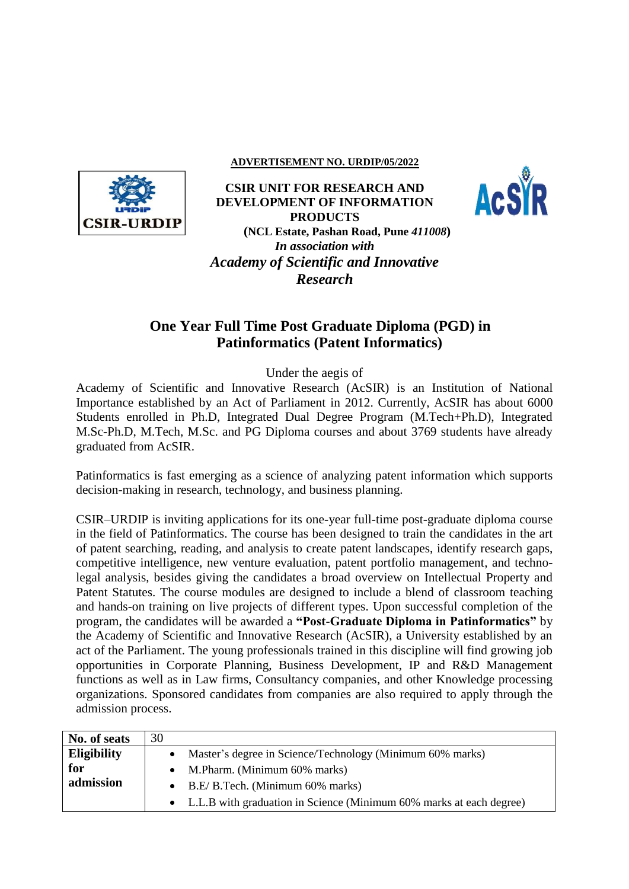**ADVERTISEMENT NO. URDIP/05/2022**

**CSIR UNIT FOR RESEARCH AND DEVELOPMENT OF INFORMATION PRODUCTS**

**(NCL Estate, Pashan Road, Pune *411008*)**

***In association with***

***Academy of Scientific and Innovative Research***

## One Year Full Time Post Graduate Diploma (PGD) in Patinformatics (Patent Informatics)

Under the aegis of

Academy of Scientific and Innovative Research (AcSIR) is an Institution of National Importance established by an Act of Parliament in 2012. Currently, AcSIR has about 6000 Students enrolled in Ph.D, Integrated Dual Degree Program (M.Tech+Ph.D), Integrated M.Sc-Ph.D, M.Tech, M.Sc. and PG Diploma courses and about 3769 students have already graduated from AcSIR.

Patinformatics is fast emerging as a science of analyzing patent information which supports decision-making in research, technology, and business planning.

CSIR–URDIP is inviting applications for its one-year full-time post-graduate diploma course in the field of Patinformatics. The course has been designed to train the candidates in the art of patent searching, reading, and analysis to create patent landscapes, identify research gaps, competitive intelligence, new venture evaluation, patent portfolio management, and techno-legal analysis, besides giving the candidates a broad overview on Intellectual Property and Patent Statutes. The course modules are designed to include a blend of classroom teaching and hands-on training on live projects of different types. Upon successful completion of the program, the candidates will be awarded a **"Post-Graduate Diploma in Patinformatics"** by the Academy of Scientific and Innovative Research (AcSIR), a University established by an act of the Parliament. The young professionals trained in this discipline will find growing job opportunities in Corporate Planning, Business Development, IP and R&D Management functions as well as in Law firms, Consultancy companies, and other Knowledge processing organizations. Sponsored candidates from companies are also required to apply through the admission process.

| **No. of seats** | 30 |
|---|---|
| **Eligibility for admission** | • Master's degree in Science/Technology (Minimum 60% marks)<br>• M.Pharm. (Minimum 60% marks)<br>• B.E/ B.Tech. (Minimum 60% marks)<br>• L.L.B with graduation in Science (Minimum 60% marks at each degree) |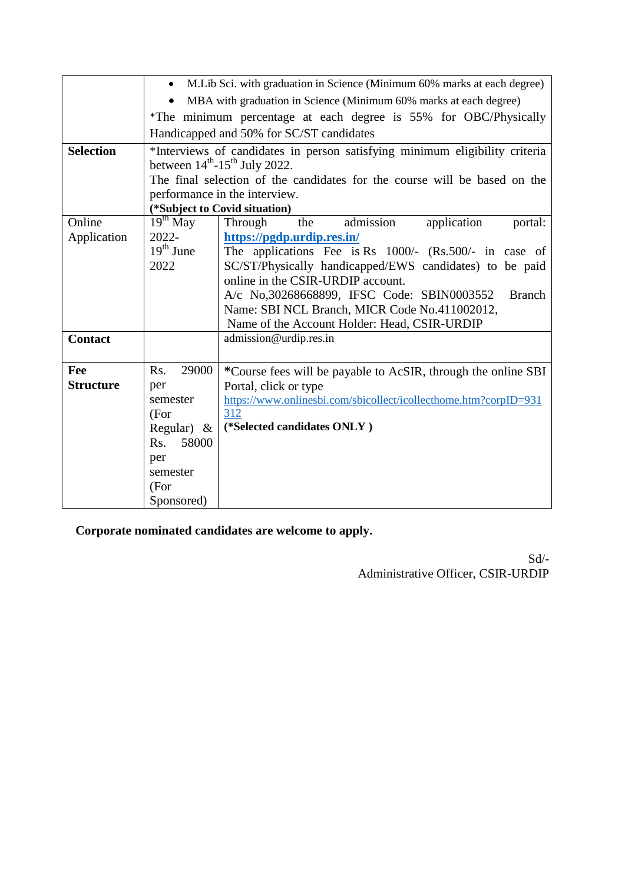| | | |
|---|---|---|
| | • M.Lib Sci. with graduation in Science (Minimum 60% marks at each degree)<br>• MBA with graduation in Science (Minimum 60% marks at each degree)<br>*The minimum percentage at each degree is 55% for OBC/Physically Handicapped and 50% for SC/ST candidates | |
| **Selection** | *Interviews of candidates in person satisfying minimum eligibility criteria between 14th-15th July 2022.<br>The final selection of the candidates for the course will be based on the performance in the interview.<br>**(*Subject to Covid situation)** | |
| Online Application | 19th May 2022-<br>19th June 2022 | Through the admission application portal: **https://pgdp.urdip.res.in/**<br>The applications Fee is Rs 1000/- (Rs.500/- in case of SC/ST/Physically handicapped/EWS candidates) to be paid online in the CSIR-URDIP account.<br>A/c No,30268668899, IFSC Code: SBIN0003552 Branch Name: SBI NCL Branch, MICR Code No.411002012,<br>Name of the Account Holder: Head, CSIR-URDIP |
| **Contact** | | admission@urdip.res.in |
| **Fee Structure** | Rs. 29000 per semester (For Regular) & Rs. 58000 per semester (For Sponsored) | ***Course fees will be payable to AcSIR, through the online SBI Portal, click or type https://www.onlinesbi.com/sbicollect/icollecthome.htm?corpID=931312<br>**(*Selected candidates ONLY )** |

**Corporate nominated candidates are welcome to apply.**

Sd/-
Administrative Officer, CSIR-URDIP